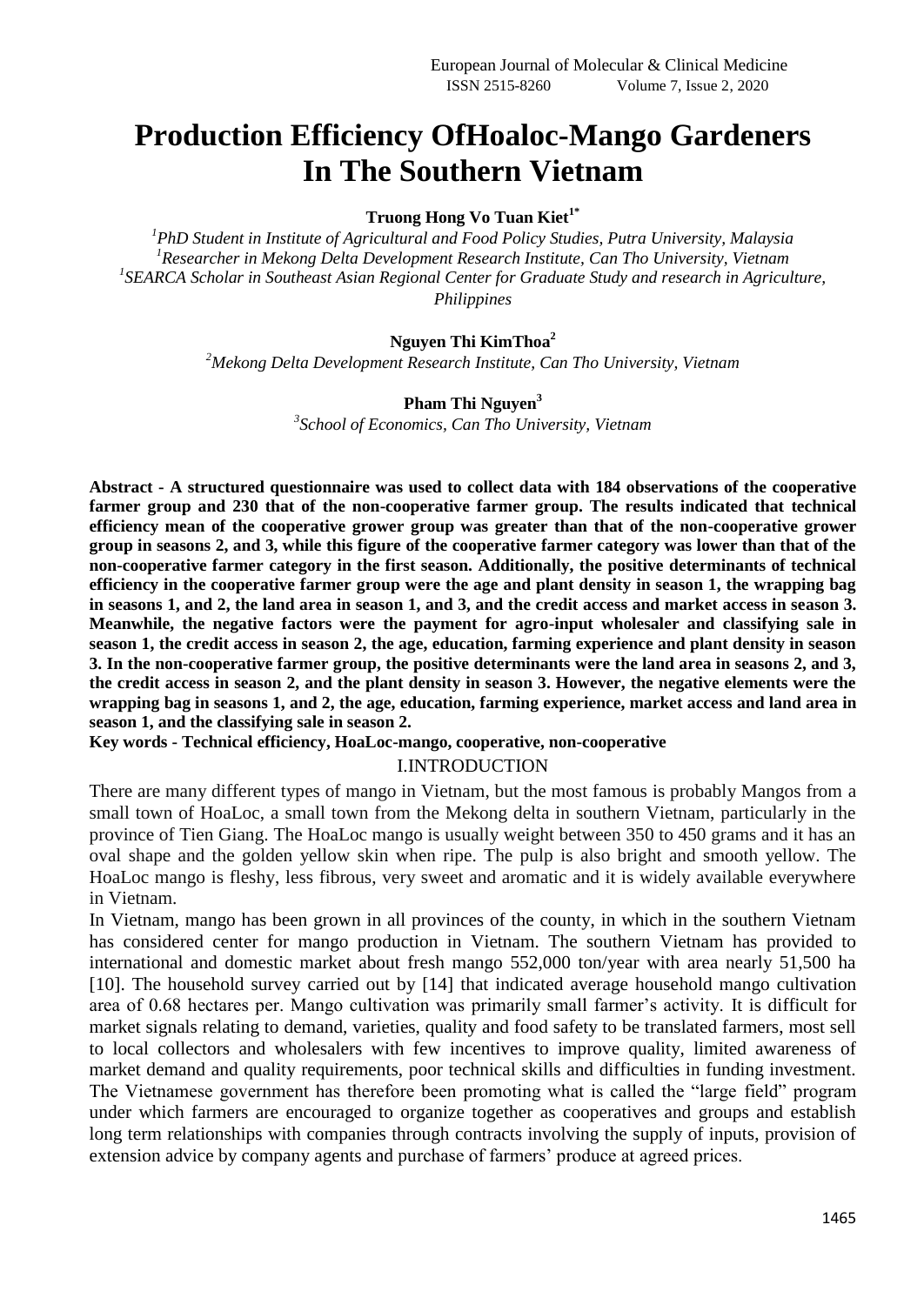# Production Efficiency OfHoaloc-Mango Gardeners In The Southern Vietnam

**Truong Hong Vo Tuan Kiet[1*]**

[1]*PhD Student in Institute of Agricultural and Food Policy Studies, Putra University, Malaysia*
[1]*Researcher in Mekong Delta Development Research Institute, Can Tho University, Vietnam*
[1]*SEARCA Scholar in Southeast Asian Regional Center for Graduate Study and research in Agriculture, Philippines*

**Nguyen Thi KimThoa[2]**

[2]*Mekong Delta Development Research Institute, Can Tho University, Vietnam*

**Pham Thi Nguyen[3]**

[3]*School of Economics, Can Tho University, Vietnam*

**Abstract - A structured questionnaire was used to collect data with 184 observations of the cooperative farmer group and 230 that of the non-cooperative farmer group. The results indicated that technical efficiency mean of the cooperative grower group was greater than that of the non-cooperative grower group in seasons 2, and 3, while this figure of the cooperative farmer category was lower than that of the non-cooperative farmer category in the first season. Additionally, the positive determinants of technical efficiency in the cooperative farmer group were the age and plant density in season 1, the wrapping bag in seasons 1, and 2, the land area in season 1, and 3, and the credit access and market access in season 3. Meanwhile, the negative factors were the payment for agro-input wholesaler and classifying sale in season 1, the credit access in season 2, the age, education, farming experience and plant density in season 3. In the non-cooperative farmer group, the positive determinants were the land area in seasons 2, and 3, the credit access in season 2, and the plant density in season 3. However, the negative elements were the wrapping bag in seasons 1, and 2, the age, education, farming experience, market access and land area in season 1, and the classifying sale in season 2.**

**Key words - Technical efficiency, HoaLoc-mango, cooperative, non-cooperative**

## I.INTRODUCTION

There are many different types of mango in Vietnam, but the most famous is probably Mangos from a small town of HoaLoc, a small town from the Mekong delta in southern Vietnam, particularly in the province of Tien Giang. The HoaLoc mango is usually weight between 350 to 450 grams and it has an oval shape and the golden yellow skin when ripe. The pulp is also bright and smooth yellow. The HoaLoc mango is fleshy, less fibrous, very sweet and aromatic and it is widely available everywhere in Vietnam.

In Vietnam, mango has been grown in all provinces of the county, in which in the southern Vietnam has considered center for mango production in Vietnam. The southern Vietnam has provided to international and domestic market about fresh mango 552,000 ton/year with area nearly 51,500 ha [10]. The household survey carried out by [14] that indicated average household mango cultivation area of 0.68 hectares per. Mango cultivation was primarily small farmer's activity. It is difficult for market signals relating to demand, varieties, quality and food safety to be translated farmers, most sell to local collectors and wholesalers with few incentives to improve quality, limited awareness of market demand and quality requirements, poor technical skills and difficulties in funding investment. The Vietnamese government has therefore been promoting what is called the "large field" program under which farmers are encouraged to organize together as cooperatives and groups and establish long term relationships with companies through contracts involving the supply of inputs, provision of extension advice by company agents and purchase of farmers' produce at agreed prices.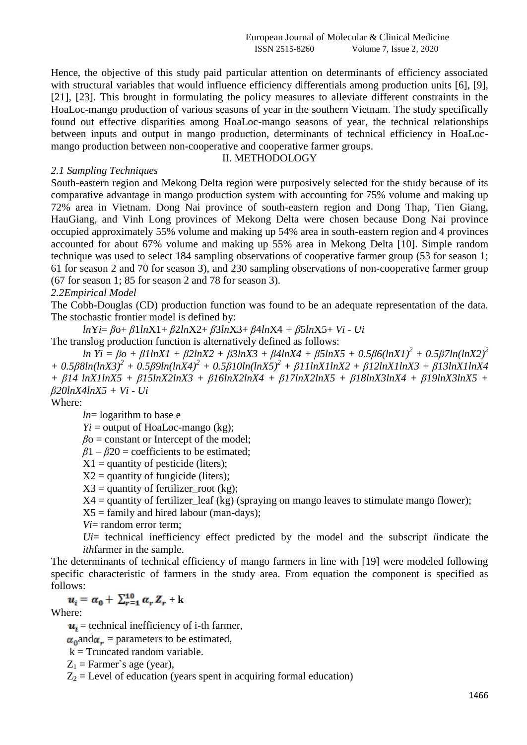Hence, the objective of this study paid particular attention on determinants of efficiency associated with structural variables that would influence efficiency differentials among production units [6], [9], [21], [23]. This brought in formulating the policy measures to alleviate different constraints in the HoaLoc-mango production of various seasons of year in the southern Vietnam. The study specifically found out effective disparities among HoaLoc-mango seasons of year, the technical relationships between inputs and output in mango production, determinants of technical efficiency in HoaLoc-mango production between non-cooperative and cooperative farmer groups.

## II. METHODOLOGY

### *2.1 Sampling Techniques*

South-eastern region and Mekong Delta region were purposively selected for the study because of its comparative advantage in mango production system with accounting for 75% volume and making up 72% area in Vietnam. Dong Nai province of south-eastern region and Dong Thap, Tien Giang, HauGiang, and Vinh Long provinces of Mekong Delta were chosen because Dong Nai province occupied approximately 55% volume and making up 54% area in south-eastern region and 4 provinces accounted for about 67% volume and making up 55% area in Mekong Delta [10]. Simple random technique was used to select 184 sampling observations of cooperative farmer group (53 for season 1; 61 for season 2 and 70 for season 3), and 230 sampling observations of non-cooperative farmer group (67 for season 1; 85 for season 2 and 78 for season 3).

### *2.2Empirical Model*

The Cobb-Douglas (CD) production function was found to be an adequate representation of the data. The stochastic frontier model is defined by:

$$\ln Y_i = \beta_o + \beta_1 \ln X_1 + \beta_2 \ln X_2 + \beta_3 \ln X_3 + \beta_4 \ln X_4 + \beta_5 \ln X_5 + V_i - U_i$$

The translog production function is alternatively defined as follows:

$$\ln Y_i = \beta_o + \beta_1 \ln X_1 + \beta_2 \ln X_2 + \beta_3 \ln X_3 + \beta_4 \ln X_4 + \beta_5 \ln X_5 + 0.5\beta_6 (\ln X_1)^2 + 0.5\beta_7 \ln(\ln X_2)^2 + 0.5\beta_8 \ln(\ln X_3)^2 + 0.5\beta_9 \ln(\ln X_4)^2 + 0.5\beta_{10} \ln(\ln X_5)^2 + \beta_{11} \ln X_1 \ln X_2 + \beta_{12} \ln X_1 \ln X_3 + \beta_{13} \ln X_1 \ln X_4 + \beta_{14} \ln X_1 \ln X_5 + \beta_{15} \ln X_2 \ln X_3 + \beta_{16} \ln X_2 \ln X_4 + \beta_{17} \ln X_2 \ln X_5 + \beta_{18} \ln X_3 \ln X_4 + \beta_{19} \ln X_3 \ln X_5 + \beta_{20} \ln X_4 \ln X_5 + V_i - U_i$$

Where:

- *ln*= logarithm to base e
- $Y_i$ = output of HoaLoc-mango (kg);
- $\beta_o$ = constant or Intercept of the model;
- $\beta_1 - \beta_{20}$ = coefficients to be estimated;
- $X_1$ = quantity of pesticide (liters);
- $X_2$ = quantity of fungicide (liters);
- $X_3$ = quantity of fertilizer_root (kg);
- $X_4$ = quantity of fertilizer_leaf (kg) (spraying on mango leaves to stimulate mango flower);
- $X_5$ = family and hired labour (man-days);
- $V_i$= random error term;
- $U_i$= technical inefficiency effect predicted by the model and the subscript *i*indicate the *ith*farmer in the sample.

The determinants of technical efficiency of mango farmers in line with [19] were modeled following specific characteristic of farmers in the study area. From equation the component is specified as follows:

$$u_i = \alpha_0 + \sum_{r=1}^{10} \alpha_r Z_r + \mathbf{k}$$

Where:

- $u_i$ = technical inefficiency of i-th farmer,
- $\alpha_0$and$\alpha_r$ = parameters to be estimated,
- k = Truncated random variable.
- $Z_1$ = Farmer`s age (year),
- $Z_2$ = Level of education (years spent in acquiring formal education)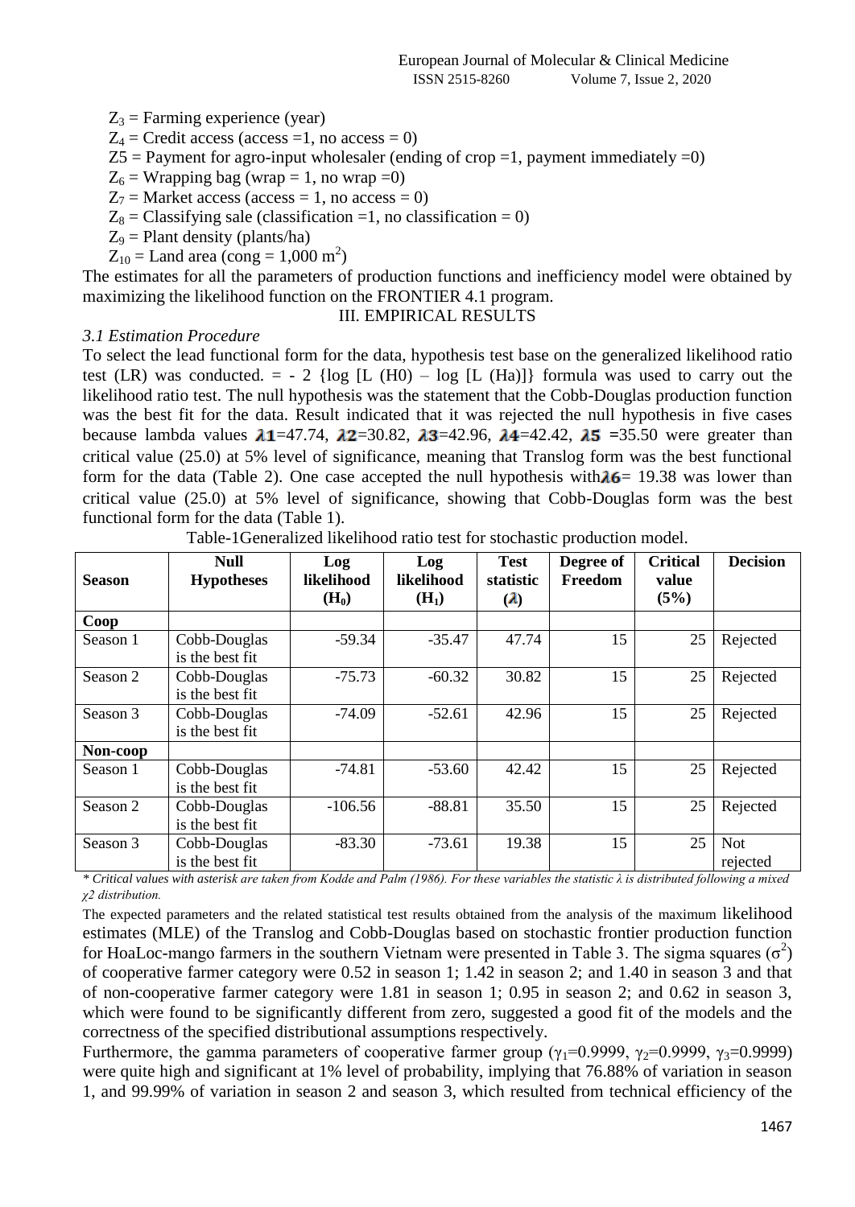$Z_3$ = Farming experience (year)

$Z_4$ = Credit access (access =1, no access = 0)

Z5 = Payment for agro-input wholesaler (ending of crop =1, payment immediately =0)

$Z_6$ = Wrapping bag (wrap = 1, no wrap =0)

$Z_7$ = Market access (access = 1, no access = 0)

$Z_8$ = Classifying sale (classification =1, no classification = 0)

$Z_9$ = Plant density (plants/ha)

$Z_{10}$ = Land area (cong = 1,000 $m^2$)

The estimates for all the parameters of production functions and inefficiency model were obtained by maximizing the likelihood function on the FRONTIER 4.1 program.

## III. EMPIRICAL RESULTS

### *3.1 Estimation Procedure*

To select the lead functional form for the data, hypothesis test base on the generalized likelihood ratio test (LR) was conducted. = - 2 {log [L (H0) – log [L (Ha)]} formula was used to carry out the likelihood ratio test. The null hypothesis was the statement that the Cobb-Douglas production function was the best fit for the data. Result indicated that it was rejected the null hypothesis in five cases because lambda values $\lambda_1$=47.74, $\lambda_2$=30.82, $\lambda_3$=42.96, $\lambda_4$=42.42, $\lambda_5$ =35.50 were greater than critical value (25.0) at 5% level of significance, meaning that Translog form was the best functional form for the data (Table 2). One case accepted the null hypothesis with$\lambda_6$= 19.38 was lower than critical value (25.0) at 5% level of significance, showing that Cobb-Douglas form was the best functional form for the data (Table 1).

Table-1Generalized likelihood ratio test for stochastic production model.

| Season | Null Hypotheses | Log likelihood ($H_0$) | Log likelihood ($H_1$) | Test statistic ($\lambda$) | Degree of Freedom | Critical value (5%) | Decision |
|---|---|---|---|---|---|---|---|
| **Coop** | | | | | | | |
| Season 1 | Cobb-Douglas is the best fit | -59.34 | -35.47 | 47.74 | 15 | 25 | Rejected |
| Season 2 | Cobb-Douglas is the best fit | -75.73 | -60.32 | 30.82 | 15 | 25 | Rejected |
| Season 3 | Cobb-Douglas is the best fit | -74.09 | -52.61 | 42.96 | 15 | 25 | Rejected |
| **Non-coop** | | | | | | | |
| Season 1 | Cobb-Douglas is the best fit | -74.81 | -53.60 | 42.42 | 15 | 25 | Rejected |
| Season 2 | Cobb-Douglas is the best fit | -106.56 | -88.81 | 35.50 | 15 | 25 | Rejected |
| Season 3 | Cobb-Douglas is the best fit | -83.30 | -73.61 | 19.38 | 15 | 25 | Not rejected |

*\* Critical values with asterisk are taken from Kodde and Palm (1986). For these variables the statistic λ is distributed following a mixed χ2 distribution.*

The expected parameters and the related statistical test results obtained from the analysis of the maximum likelihood estimates (MLE) of the Translog and Cobb-Douglas based on stochastic frontier production function for HoaLoc-mango farmers in the southern Vietnam were presented in Table 3. The sigma squares ($\sigma^2$) of cooperative farmer category were 0.52 in season 1; 1.42 in season 2; and 1.40 in season 3 and that of non-cooperative farmer category were 1.81 in season 1; 0.95 in season 2; and 0.62 in season 3, which were found to be significantly different from zero, suggested a good fit of the models and the correctness of the specified distributional assumptions respectively.

Furthermore, the gamma parameters of cooperative farmer group ($\gamma_1$=0.9999, $\gamma_2$=0.9999, $\gamma_3$=0.9999) were quite high and significant at 1% level of probability, implying that 76.88% of variation in season 1, and 99.99% of variation in season 2 and season 3, which resulted from technical efficiency of the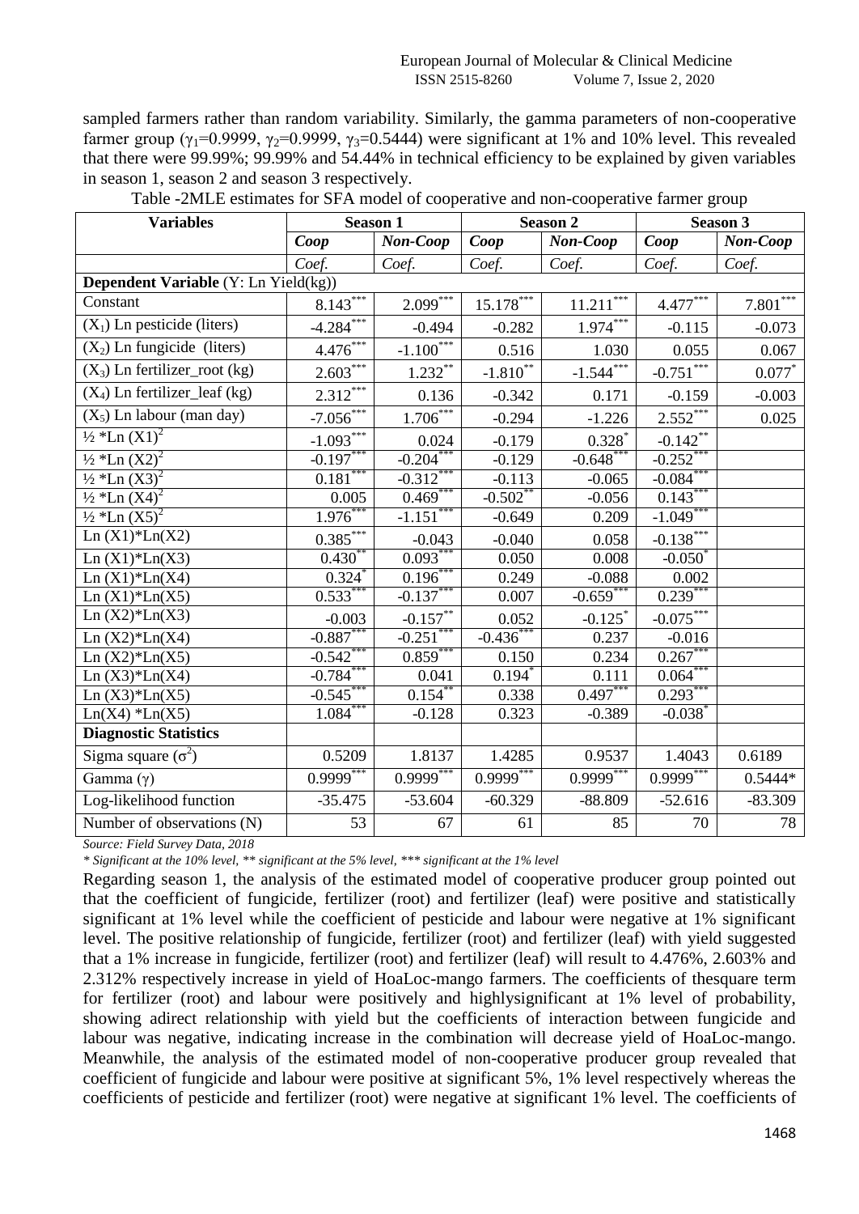sampled farmers rather than random variability. Similarly, the gamma parameters of non-cooperative farmer group ($\gamma_1$=0.9999, $\gamma_2$=0.9999, $\gamma_3$=0.5444) were significant at 1% and 10% level. This revealed that there were 99.99%; 99.99% and 54.44% in technical efficiency to be explained by given variables in season 1, season 2 and season 3 respectively.

Table -2MLE estimates for SFA model of cooperative and non-cooperative farmer group

| Variables | Season 1 | | Season 2 | | Season 3 | |
|---|---|---|---|---|---|---|
| | *Coop* | *Non-Coop* | *Coop* | *Non-Coop* | *Coop* | *Non-Coop* |
| | *Coef.* | *Coef.* | *Coef.* | *Coef.* | *Coef.* | *Coef.* |
| **Dependent Variable** (Y: Ln Yield(kg)) | | | | | | |
| Constant | 8.143*** | 2.099*** | 15.178*** | 11.211*** | 4.477*** | 7.801*** |
| ($X_1$) Ln pesticide (liters) | -4.284*** | -0.494 | -0.282 | 1.974*** | -0.115 | -0.073 |
| ($X_2$) Ln fungicide (liters) | 4.476*** | -1.100*** | 0.516 | 1.030 | 0.055 | 0.067 |
| ($X_3$) Ln fertilizer_root (kg) | 2.603*** | 1.232** | -1.810** | -1.544*** | -0.751*** | 0.077* |
| ($X_4$) Ln fertilizer_leaf (kg) | 2.312*** | 0.136 | -0.342 | 0.171 | -0.159 | -0.003 |
| ($X_5$) Ln labour (man day) | -7.056*** | 1.706*** | -0.294 | -1.226 | 2.552*** | 0.025 |
| $\frac{1}{2}$ *Ln $(X1)^2$ | -1.093*** | 0.024 | -0.179 | 0.328* | -0.142** | |
| $\frac{1}{2}$ *Ln $(X2)^2$ | -0.197*** | -0.204*** | -0.129 | -0.648*** | -0.252*** | |
| $\frac{1}{2}$ *Ln $(X3)^2$ | 0.181*** | -0.312*** | -0.113 | -0.065 | -0.084*** | |
| $\frac{1}{2}$ *Ln $(X4)^2$ | 0.005 | 0.469*** | -0.502** | -0.056 | 0.143*** | |
| $\frac{1}{2}$ *Ln $(X5)^2$ | 1.976*** | -1.151*** | -0.649 | 0.209 | -1.049*** | |
| Ln (X1)*Ln(X2) | 0.385*** | -0.043 | -0.040 | 0.058 | -0.138*** | |
| Ln (X1)*Ln(X3) | 0.430** | 0.093*** | 0.050 | 0.008 | -0.050* | |
| Ln (X1)*Ln(X4) | 0.324* | 0.196*** | 0.249 | -0.088 | 0.002 | |
| Ln (X1)*Ln(X5) | 0.533*** | -0.137*** | 0.007 | -0.659*** | 0.239*** | |
| Ln (X2)*Ln(X3) | -0.003 | -0.157** | 0.052 | -0.125* | -0.075*** | |
| Ln (X2)*Ln(X4) | -0.887*** | -0.251*** | -0.436*** | 0.237 | -0.016 | |
| Ln (X2)*Ln(X5) | -0.542*** | 0.859*** | 0.150 | 0.234 | 0.267*** | |
| Ln (X3)*Ln(X4) | -0.784*** | 0.041 | 0.194* | 0.111 | 0.064*** | |
| Ln (X3)*Ln(X5) | -0.545*** | 0.154** | 0.338 | 0.497*** | 0.293*** | |
| Ln(X4) *Ln(X5) | 1.084*** | -0.128 | 0.323 | -0.389 | -0.038* | |
| **Diagnostic Statistics** | | | | | | |
| Sigma square ($\sigma^2$) | 0.5209 | 1.8137 | 1.4285 | 0.9537 | 1.4043 | 0.6189 |
| Gamma ($\gamma$) | 0.9999*** | 0.9999*** | 0.9999*** | 0.9999*** | 0.9999*** | 0.5444* |
| Log-likelihood function | -35.475 | -53.604 | -60.329 | -88.809 | -52.616 | -83.309 |
| Number of observations (N) | 53 | 67 | 61 | 85 | 70 | 78 |

*Source: Field Survey Data, 2018*

*\* Significant at the 10% level, \*\* significant at the 5% level, \*\*\* significant at the 1% level*

Regarding season 1, the analysis of the estimated model of cooperative producer group pointed out that the coefficient of fungicide, fertilizer (root) and fertilizer (leaf) were positive and statistically significant at 1% level while the coefficient of pesticide and labour were negative at 1% significant level. The positive relationship of fungicide, fertilizer (root) and fertilizer (leaf) with yield suggested that a 1% increase in fungicide, fertilizer (root) and fertilizer (leaf) will result to 4.476%, 2.603% and 2.312% respectively increase in yield of HoaLoc-mango farmers. The coefficients of thesquare term for fertilizer (root) and labour were positively and highlysignificant at 1% level of probability, showing adirect relationship with yield but the coefficients of interaction between fungicide and labour was negative, indicating increase in the combination will decrease yield of HoaLoc-mango. Meanwhile, the analysis of the estimated model of non-cooperative producer group revealed that coefficient of fungicide and labour were positive at significant 5%, 1% level respectively whereas the coefficients of pesticide and fertilizer (root) were negative at significant 1% level. The coefficients of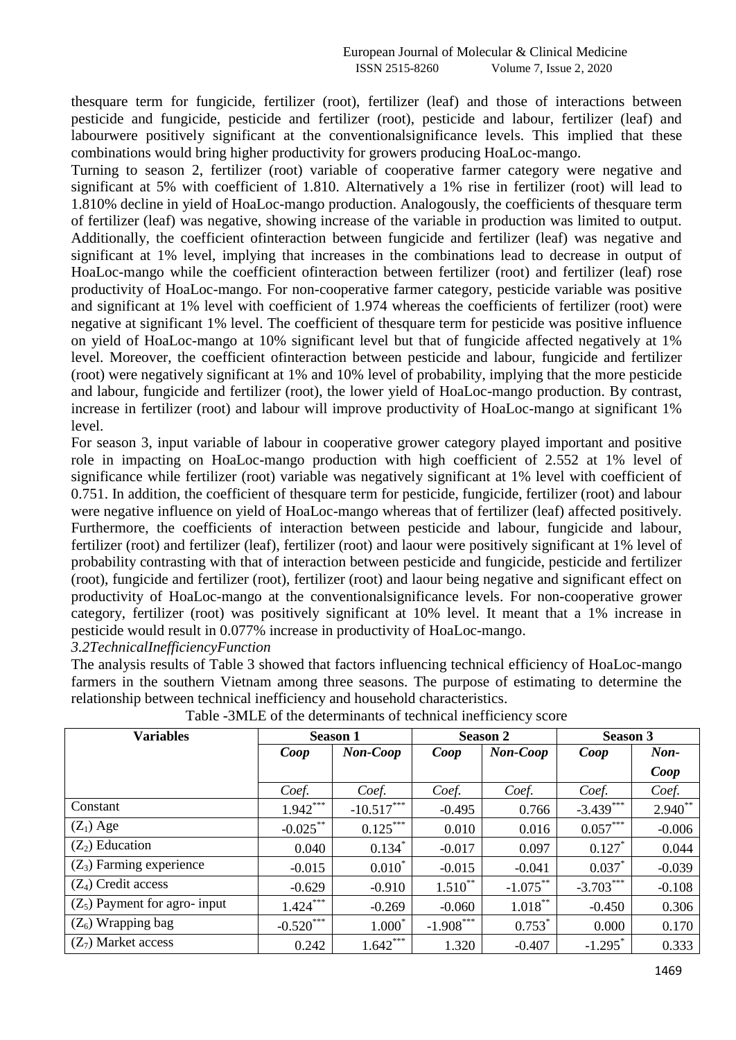thesquare term for fungicide, fertilizer (root), fertilizer (leaf) and those of interactions between pesticide and fungicide, pesticide and fertilizer (root), pesticide and labour, fertilizer (leaf) and labourwere positively significant at the conventionalsignificance levels. This implied that these combinations would bring higher productivity for growers producing HoaLoc-mango.

Turning to season 2, fertilizer (root) variable of cooperative farmer category were negative and significant at 5% with coefficient of 1.810. Alternatively a 1% rise in fertilizer (root) will lead to 1.810% decline in yield of HoaLoc-mango production. Analogously, the coefficients of thesquare term of fertilizer (leaf) was negative, showing increase of the variable in production was limited to output. Additionally, the coefficient ofinteraction between fungicide and fertilizer (leaf) was negative and significant at 1% level, implying that increases in the combinations lead to decrease in output of HoaLoc-mango while the coefficient ofinteraction between fertilizer (root) and fertilizer (leaf) rose productivity of HoaLoc-mango. For non-cooperative farmer category, pesticide variable was positive and significant at 1% level with coefficient of 1.974 whereas the coefficients of fertilizer (root) were negative at significant 1% level. The coefficient of thesquare term for pesticide was positive influence on yield of HoaLoc-mango at 10% significant level but that of fungicide affected negatively at 1% level. Moreover, the coefficient ofinteraction between pesticide and labour, fungicide and fertilizer (root) were negatively significant at 1% and 10% level of probability, implying that the more pesticide and labour, fungicide and fertilizer (root), the lower yield of HoaLoc-mango production. By contrast, increase in fertilizer (root) and labour will improve productivity of HoaLoc-mango at significant 1% level.

For season 3, input variable of labour in cooperative grower category played important and positive role in impacting on HoaLoc-mango production with high coefficient of 2.552 at 1% level of significance while fertilizer (root) variable was negatively significant at 1% level with coefficient of 0.751. In addition, the coefficient of thesquare term for pesticide, fungicide, fertilizer (root) and labour were negative influence on yield of HoaLoc-mango whereas that of fertilizer (leaf) affected positively. Furthermore, the coefficients of interaction between pesticide and labour, fungicide and labour, fertilizer (root) and fertilizer (leaf), fertilizer (root) and laour were positively significant at 1% level of probability contrasting with that of interaction between pesticide and fungicide, pesticide and fertilizer (root), fungicide and fertilizer (root), fertilizer (root) and laour being negative and significant effect on productivity of HoaLoc-mango at the conventionalsignificance levels. For non-cooperative grower category, fertilizer (root) was positively significant at 10% level. It meant that a 1% increase in pesticide would result in 0.077% increase in productivity of HoaLoc-mango.

*3.2TechnicalInefficiencyFunction*

The analysis results of Table 3 showed that factors influencing technical efficiency of HoaLoc-mango farmers in the southern Vietnam among three seasons. The purpose of estimating to determine the relationship between technical inefficiency and household characteristics.

Table -3MLE of the determinants of technical inefficiency score

| Variables | Season 1 | | Season 2 | | Season 3 | |
|---|---|---|---|---|---|---|
| | ***Coop*** | ***Non-Coop*** | ***Coop*** | ***Non-Coop*** | ***Coop*** | ***Non-Coop*** |
| | *Coef.* | *Coef.* | *Coef.* | *Coef.* | *Coef.* | *Coef.* |
| Constant | 1.942*** | -10.517*** | -0.495 | 0.766 | -3.439*** | 2.940** |
| ($Z_1$) Age | -0.025** | 0.125*** | 0.010 | 0.016 | 0.057*** | -0.006 |
| ($Z_2$) Education | 0.040 | 0.134* | -0.017 | 0.097 | 0.127* | 0.044 |
| ($Z_3$) Farming experience | -0.015 | 0.010* | -0.015 | -0.041 | 0.037* | -0.039 |
| ($Z_4$) Credit access | -0.629 | -0.910 | 1.510** | -1.075** | -3.703*** | -0.108 |
| ($Z_5$) Payment for agro- input | 1.424*** | -0.269 | -0.060 | 1.018** | -0.450 | 0.306 |
| ($Z_6$) Wrapping bag | -0.520*** | 1.000* | -1.908*** | 0.753* | 0.000 | 0.170 |
| ($Z_7$) Market access | 0.242 | 1.642*** | 1.320 | -0.407 | -1.295* | 0.333 |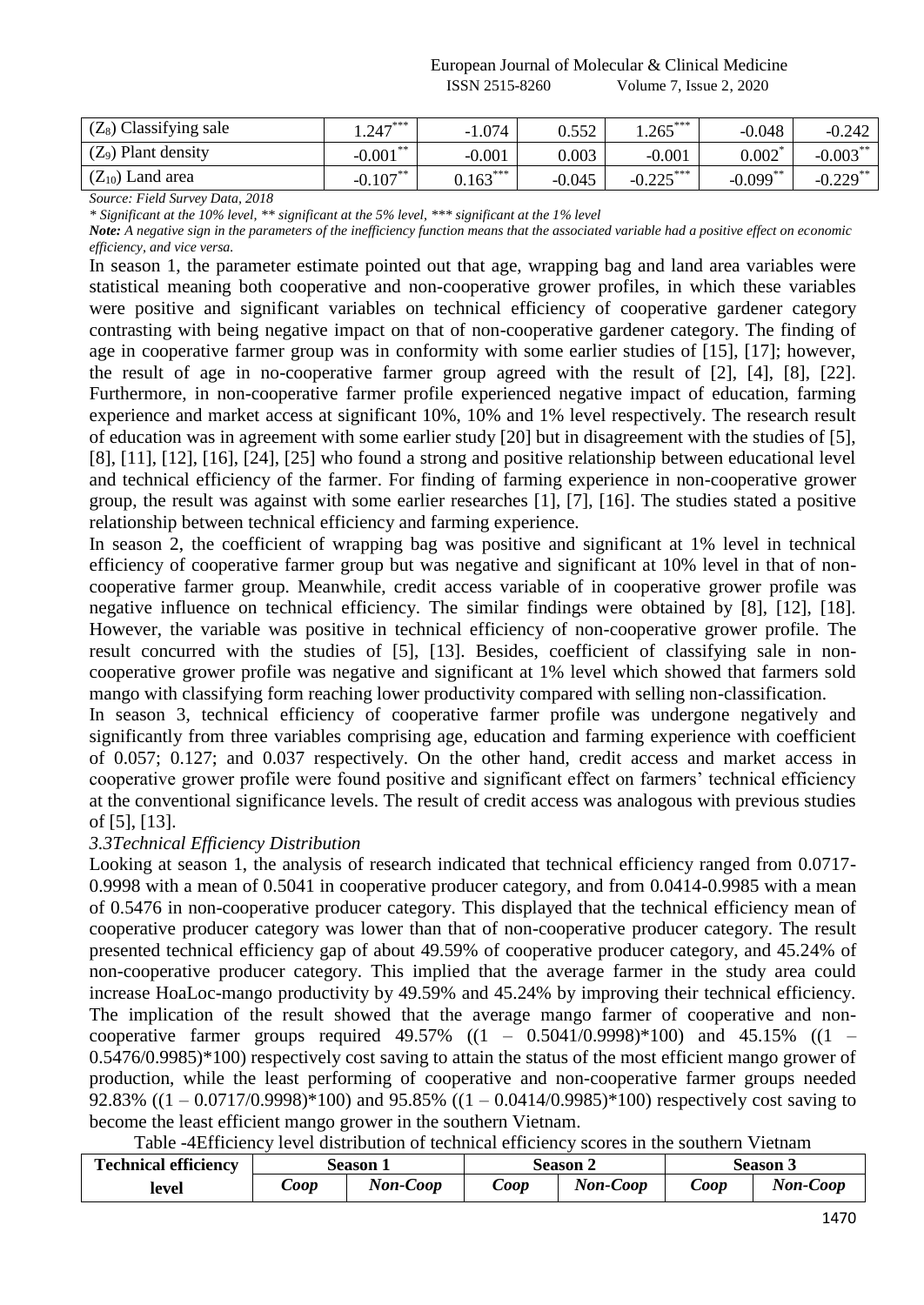| $(Z_8)$ Classifying sale | $1.247^{***}$ | -1.074 | 0.552 | $1.265^{***}$ | -0.048 | -0.242 |
|---|---|---|---|---|---|---|
| $(Z_9)$ Plant density | $-0.001^{**}$ | -0.001 | 0.003 | -0.001 | $0.002^{*}$ | $-0.003^{**}$ |
| $(Z_{10})$ Land area | $-0.107^{**}$ | $0.163^{***}$ | -0.045 | $-0.225^{***}$ | $-0.099^{**}$ | $-0.229^{**}$ |

*Source: Field Survey Data, 2018*

*\* Significant at the 10% level, \*\* significant at the 5% level, \*\*\* significant at the 1% level*

***Note:*** *A negative sign in the parameters of the inefficiency function means that the associated variable had a positive effect on economic efficiency, and vice versa.*

In season 1, the parameter estimate pointed out that age, wrapping bag and land area variables were statistical meaning both cooperative and non-cooperative grower profiles, in which these variables were positive and significant variables on technical efficiency of cooperative gardener category contrasting with being negative impact on that of non-cooperative gardener category. The finding of age in cooperative farmer group was in conformity with some earlier studies of [15], [17]; however, the result of age in no-cooperative farmer group agreed with the result of [2], [4], [8], [22]. Furthermore, in non-cooperative farmer profile experienced negative impact of education, farming experience and market access at significant 10%, 10% and 1% level respectively. The research result of education was in agreement with some earlier study [20] but in disagreement with the studies of [5], [8], [11], [12], [16], [24], [25] who found a strong and positive relationship between educational level and technical efficiency of the farmer. For finding of farming experience in non-cooperative grower group, the result was against with some earlier researches [1], [7], [16]. The studies stated a positive relationship between technical efficiency and farming experience.

In season 2, the coefficient of wrapping bag was positive and significant at 1% level in technical efficiency of cooperative farmer group but was negative and significant at 10% level in that of non-cooperative farmer group. Meanwhile, credit access variable of in cooperative grower profile was negative influence on technical efficiency. The similar findings were obtained by [8], [12], [18]. However, the variable was positive in technical efficiency of non-cooperative grower profile. The result concurred with the studies of [5], [13]. Besides, coefficient of classifying sale in non-cooperative grower profile was negative and significant at 1% level which showed that farmers sold mango with classifying form reaching lower productivity compared with selling non-classification.

In season 3, technical efficiency of cooperative farmer profile was undergone negatively and significantly from three variables comprising age, education and farming experience with coefficient of 0.057; 0.127; and 0.037 respectively. On the other hand, credit access and market access in cooperative grower profile were found positive and significant effect on farmers' technical efficiency at the conventional significance levels. The result of credit access was analogous with previous studies of [5], [13].

### *3.3Technical Efficiency Distribution*

Looking at season 1, the analysis of research indicated that technical efficiency ranged from 0.0717-0.9998 with a mean of 0.5041 in cooperative producer category, and from 0.0414-0.9985 with a mean of 0.5476 in non-cooperative producer category. This displayed that the technical efficiency mean of cooperative producer category was lower than that of non-cooperative producer category. The result presented technical efficiency gap of about 49.59% of cooperative producer category, and 45.24% of non-cooperative producer category. This implied that the average farmer in the study area could increase HoaLoc-mango productivity by 49.59% and 45.24% by improving their technical efficiency. The implication of the result showed that the average mango farmer of cooperative and non-cooperative farmer groups required 49.57% $((1 - 0.5041/0.9998)*100)$ and 45.15% $((1 - 0.5476/0.9985)*100)$ respectively cost saving to attain the status of the most efficient mango grower of production, while the least performing of cooperative and non-cooperative farmer groups needed 92.83% $((1 - 0.0717/0.9998)*100)$ and 95.85% $((1 - 0.0414/0.9985)*100)$ respectively cost saving to become the least efficient mango grower in the southern Vietnam.

Table -4Efficiency level distribution of technical efficiency scores in the southern Vietnam

| Technical efficiency level | Season 1 | | Season 2 | | Season 3 | |
|---|---|---|---|---|---|---|
| | *Coop* | *Non-Coop* | *Coop* | *Non-Coop* | *Coop* | *Non-Coop* |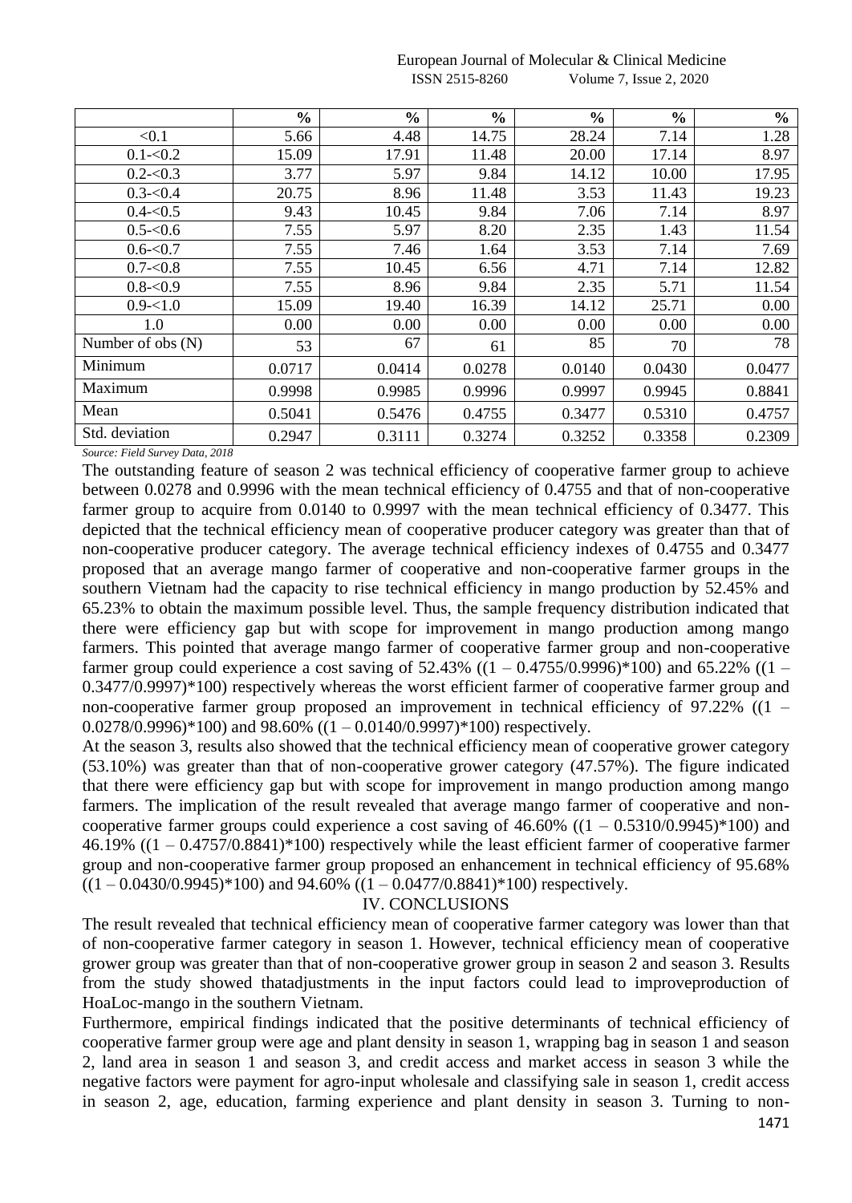| | % | % | % | % | % | % |
|---|---|---|---|---|---|---|
| <0.1 | 5.66 | 4.48 | 14.75 | 28.24 | 7.14 | 1.28 |
| 0.1-<0.2 | 15.09 | 17.91 | 11.48 | 20.00 | 17.14 | 8.97 |
| 0.2-<0.3 | 3.77 | 5.97 | 9.84 | 14.12 | 10.00 | 17.95 |
| 0.3-<0.4 | 20.75 | 8.96 | 11.48 | 3.53 | 11.43 | 19.23 |
| 0.4-<0.5 | 9.43 | 10.45 | 9.84 | 7.06 | 7.14 | 8.97 |
| 0.5-<0.6 | 7.55 | 5.97 | 8.20 | 2.35 | 1.43 | 11.54 |
| 0.6-<0.7 | 7.55 | 7.46 | 1.64 | 3.53 | 7.14 | 7.69 |
| 0.7-<0.8 | 7.55 | 10.45 | 6.56 | 4.71 | 7.14 | 12.82 |
| 0.8-<0.9 | 7.55 | 8.96 | 9.84 | 2.35 | 5.71 | 11.54 |
| 0.9-<1.0 | 15.09 | 19.40 | 16.39 | 14.12 | 25.71 | 0.00 |
| 1.0 | 0.00 | 0.00 | 0.00 | 0.00 | 0.00 | 0.00 |
| Number of obs (N) | 53 | 67 | 61 | 85 | 70 | 78 |
| Minimum | 0.0717 | 0.0414 | 0.0278 | 0.0140 | 0.0430 | 0.0477 |
| Maximum | 0.9998 | 0.9985 | 0.9996 | 0.9997 | 0.9945 | 0.8841 |
| Mean | 0.5041 | 0.5476 | 0.4755 | 0.3477 | 0.5310 | 0.4757 |
| Std. deviation | 0.2947 | 0.3111 | 0.3274 | 0.3252 | 0.3358 | 0.2309 |

*Source: Field Survey Data, 2018*

The outstanding feature of season 2 was technical efficiency of cooperative farmer group to achieve between 0.0278 and 0.9996 with the mean technical efficiency of 0.4755 and that of non-cooperative farmer group to acquire from 0.0140 to 0.9997 with the mean technical efficiency of 0.3477. This depicted that the technical efficiency mean of cooperative producer category was greater than that of non-cooperative producer category. The average technical efficiency indexes of 0.4755 and 0.3477 proposed that an average mango farmer of cooperative and non-cooperative farmer groups in the southern Vietnam had the capacity to rise technical efficiency in mango production by 52.45% and 65.23% to obtain the maximum possible level. Thus, the sample frequency distribution indicated that there were efficiency gap but with scope for improvement in mango production among mango farmers. This pointed that average mango farmer of cooperative farmer group and non-cooperative farmer group could experience a cost saving of 52.43% ((1 – 0.4755/0.9996)*100) and 65.22% ((1 – 0.3477/0.9997)*100) respectively whereas the worst efficient farmer of cooperative farmer group and non-cooperative farmer group proposed an improvement in technical efficiency of 97.22% ((1 – 0.0278/0.9996)*100) and 98.60% ((1 – 0.0140/0.9997)*100) respectively.

At the season 3, results also showed that the technical efficiency mean of cooperative grower category (53.10%) was greater than that of non-cooperative grower category (47.57%). The figure indicated that there were efficiency gap but with scope for improvement in mango production among mango farmers. The implication of the result revealed that average mango farmer of cooperative and non-cooperative farmer groups could experience a cost saving of 46.60% ((1 – 0.5310/0.9945)*100) and 46.19% ((1 – 0.4757/0.8841)*100) respectively while the least efficient farmer of cooperative farmer group and non-cooperative farmer group proposed an enhancement in technical efficiency of 95.68% ((1 – 0.0430/0.9945)*100) and 94.60% ((1 – 0.0477/0.8841)*100) respectively.

## IV. CONCLUSIONS

The result revealed that technical efficiency mean of cooperative farmer category was lower than that of non-cooperative farmer category in season 1. However, technical efficiency mean of cooperative grower group was greater than that of non-cooperative grower group in season 2 and season 3. Results from the study showed thatadjustments in the input factors could lead to improveproduction of HoaLoc-mango in the southern Vietnam.

Furthermore, empirical findings indicated that the positive determinants of technical efficiency of cooperative farmer group were age and plant density in season 1, wrapping bag in season 1 and season 2, land area in season 1 and season 3, and credit access and market access in season 3 while the negative factors were payment for agro-input wholesale and classifying sale in season 1, credit access in season 2, age, education, farming experience and plant density in season 3. Turning to non-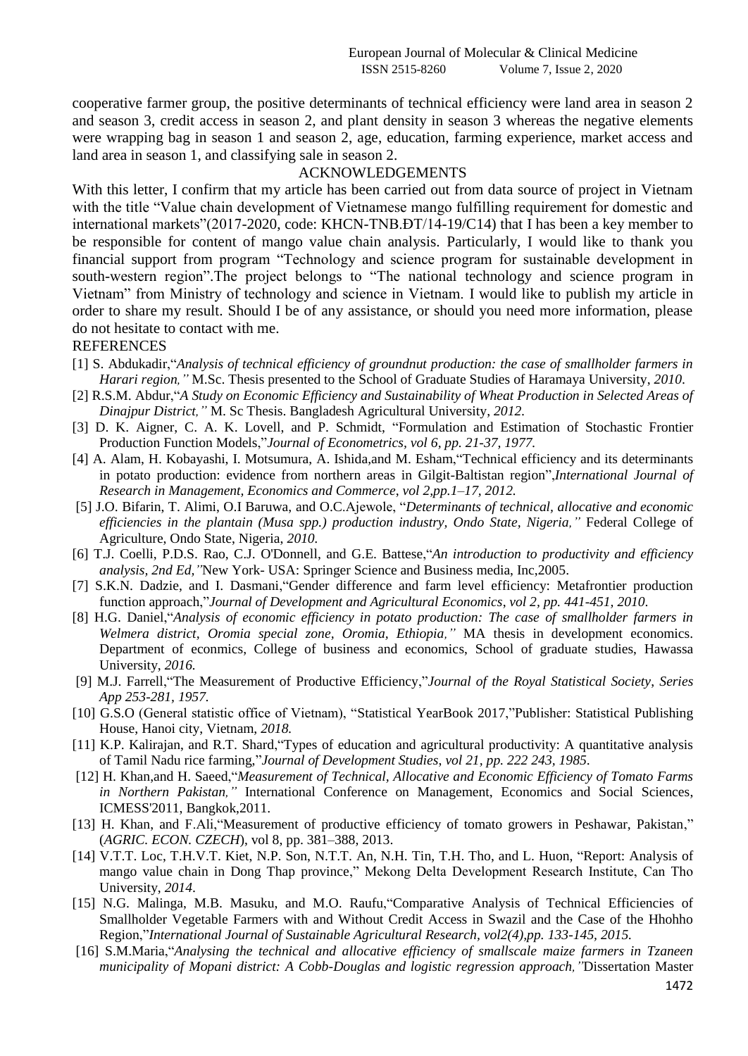cooperative farmer group, the positive determinants of technical efficiency were land area in season 2 and season 3, credit access in season 2, and plant density in season 3 whereas the negative elements were wrapping bag in season 1 and season 2, age, education, farming experience, market access and land area in season 1, and classifying sale in season 2.

## ACKNOWLEDGEMENTS

With this letter, I confirm that my article has been carried out from data source of project in Vietnam with the title "Value chain development of Vietnamese mango fulfilling requirement for domestic and international markets"(2017-2020, code: KHCN-TNB.ĐT/14-19/C14) that I has been a key member to be responsible for content of mango value chain analysis. Particularly, I would like to thank you financial support from program "Technology and science program for sustainable development in south-western region".The project belongs to "The national technology and science program in Vietnam" from Ministry of technology and science in Vietnam. I would like to publish my article in order to share my result. Should I be of any assistance, or should you need more information, please do not hesitate to contact with me.

## REFERENCES

[1] S. Abdukadir,"*Analysis of technical efficiency of groundnut production: the case of smallholder farmers in Harari region,"* M.Sc. Thesis presented to the School of Graduate Studies of Haramaya University, *2010.*

[2] R.S.M. Abdur,"*A Study on Economic Efficiency and Sustainability of Wheat Production in Selected Areas of Dinajpur District,"* M. Sc Thesis. Bangladesh Agricultural University, *2012.*

[3] D. K. Aigner, C. A. K. Lovell, and P. Schmidt, "Formulation and Estimation of Stochastic Frontier Production Function Models,"*Journal of Econometrics, vol 6, pp. 21-37, 1977.*

[4] A. Alam, H. Kobayashi, I. Motsumura, A. Ishida,and M. Esham,"Technical efficiency and its determinants in potato production: evidence from northern areas in Gilgit-Baltistan region",*International Journal of Research in Management, Economics and Commerce, vol 2,pp.1–17, 2012.*

[5] J.O. Bifarin, T. Alimi, O.I Baruwa, and O.C.Ajewole, "*Determinants of technical, allocative and economic efficiencies in the plantain (Musa spp.) production industry, Ondo State, Nigeria,"* Federal College of Agriculture, Ondo State, Nigeria, *2010.*

[6] T.J. Coelli, P.D.S. Rao, C.J. O'Donnell, and G.E. Battese,"*An introduction to productivity and efficiency analysis, 2nd Ed,"*New York- USA: Springer Science and Business media, Inc,2005.

[7] S.K.N. Dadzie, and I. Dasmani,"Gender difference and farm level efficiency: Metafrontier production function approach,"*Journal of Development and Agricultural Economics, vol 2, pp. 441-451, 2010.*

[8] H.G. Daniel,"*Analysis of economic efficiency in potato production: The case of smallholder farmers in Welmera district, Oromia special zone, Oromia, Ethiopia,"* MA thesis in development economics. Department of econmics, College of business and economics, School of graduate studies, Hawassa University, *2016.*

[9] M.J. Farrell,"The Measurement of Productive Efficiency,"*Journal of the Royal Statistical Society, Series App 253-281, 1957.*

[10] G.S.O (General statistic office of Vietnam), "Statistical YearBook 2017,"Publisher: Statistical Publishing House, Hanoi city, Vietnam, *2018.*

[11] K.P. Kalirajan, and R.T. Shard,"Types of education and agricultural productivity: A quantitative analysis of Tamil Nadu rice farming,"*Journal of Development Studies, vol 21, pp. 222 243, 1985.*

[12] H. Khan,and H. Saeed,"*Measurement of Technical, Allocative and Economic Efficiency of Tomato Farms in Northern Pakistan,"* International Conference on Management, Economics and Social Sciences, ICMESS'2011, Bangkok,2011.

[13] H. Khan, and F.Ali,"Measurement of productive efficiency of tomato growers in Peshawar, Pakistan," (*AGRIC. ECON. CZECH*), vol 8, pp. 381–388, 2013.

[14] V.T.T. Loc, T.H.V.T. Kiet, N.P. Son, N.T.T. An, N.H. Tin, T.H. Tho, and L. Huon, "Report: Analysis of mango value chain in Dong Thap province," Mekong Delta Development Research Institute, Can Tho University, *2014.*

[15] N.G. Malinga, M.B. Masuku, and M.O. Raufu,"Comparative Analysis of Technical Efficiencies of Smallholder Vegetable Farmers with and Without Credit Access in Swazil and the Case of the Hhohho Region,"*International Journal of Sustainable Agricultural Research, vol2(4),pp. 133-145, 2015.*

[16] S.M.Maria,"*Analysing the technical and allocative efficiency of smallscale maize farmers in Tzaneen municipality of Mopani district: A Cobb-Douglas and logistic regression approach,"*Dissertation Master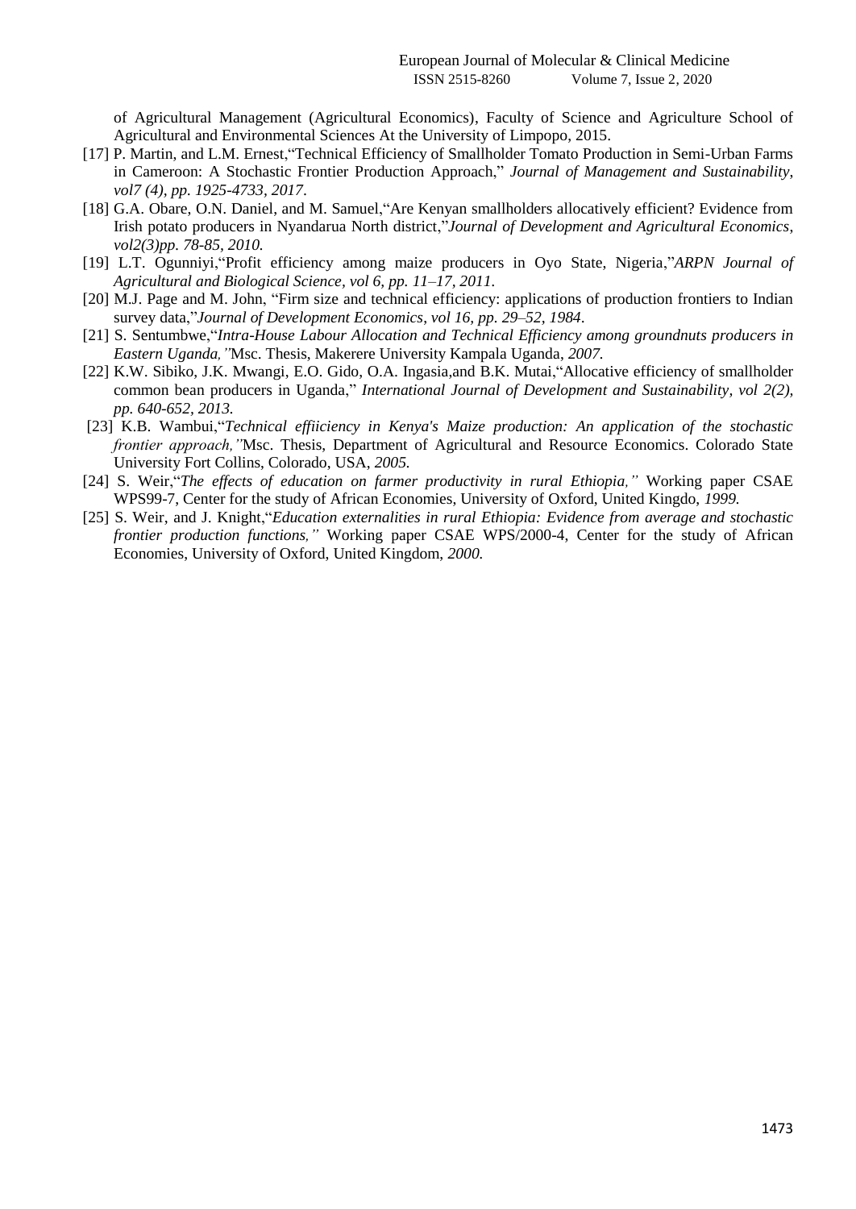of Agricultural Management (Agricultural Economics), Faculty of Science and Agriculture School of Agricultural and Environmental Sciences At the University of Limpopo, 2015.

[17] P. Martin, and L.M. Ernest,"Technical Efficiency of Smallholder Tomato Production in Semi-Urban Farms in Cameroon: A Stochastic Frontier Production Approach," *Journal of Management and Sustainability, vol7 (4), pp. 1925-4733, 2017*.

[18] G.A. Obare, O.N. Daniel, and M. Samuel,"Are Kenyan smallholders allocatively efficient? Evidence from Irish potato producers in Nyandarua North district,"*Journal of Development and Agricultural Economics, vol2(3)pp. 78-85, 2010.*

[19] L.T. Ogunniyi,"Profit efficiency among maize producers in Oyo State, Nigeria,"*ARPN Journal of Agricultural and Biological Science, vol 6, pp. 11–17, 2011*.

[20] M.J. Page and M. John, "Firm size and technical efficiency: applications of production frontiers to Indian survey data,"*Journal of Development Economics*, *vol 16, pp. 29–52, 1984*.

[21] S. Sentumbwe,"*Intra-House Labour Allocation and Technical Efficiency among groundnuts producers in Eastern Uganda,"*Msc. Thesis, Makerere University Kampala Uganda, *2007.*

[22] K.W. Sibiko, J.K. Mwangi, E.O. Gido, O.A. Ingasia,and B.K. Mutai,"Allocative efficiency of smallholder common bean producers in Uganda," *International Journal of Development and Sustainability, vol 2(2), pp. 640-652, 2013.*

[23] K.B. Wambui,"*Technical effiiciency in Kenya's Maize production: An application of the stochastic frontier approach,"*Msc. Thesis, Department of Agricultural and Resource Economics. Colorado State University Fort Collins, Colorado, USA, *2005.*

[24] S. Weir,"*The effects of education on farmer productivity in rural Ethiopia,"* Working paper CSAE WPS99-7, Center for the study of African Economies, University of Oxford, United Kingdo, *1999.*

[25] S. Weir, and J. Knight,"*Education externalities in rural Ethiopia: Evidence from average and stochastic frontier production functions,"* Working paper CSAE WPS/2000-4, Center for the study of African Economies, University of Oxford, United Kingdom, *2000.*